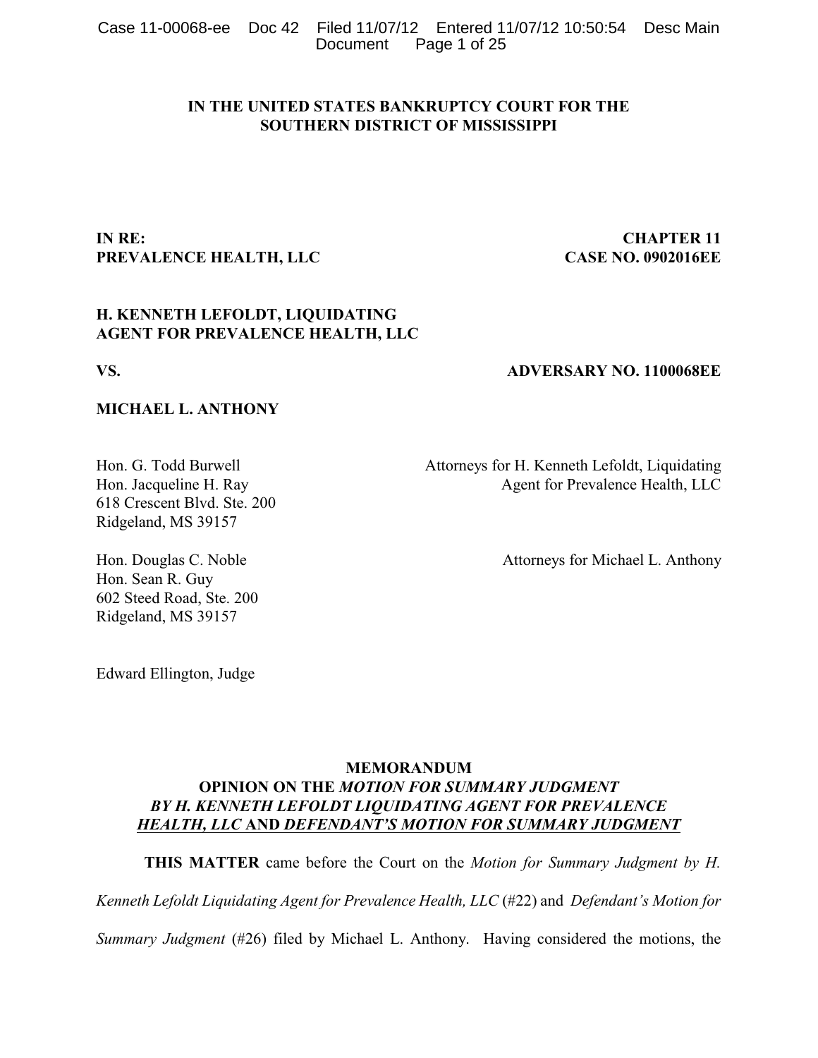**IN THE UNITED STATES BANKRUPTCY COURT FOR THE SOUTHERN DISTRICT OF MISSISSIPPI**

**IN RE: PREVALENCE HEALTH, LLC** — **CHAPTER 11, CASE NO. 0902016EE**

**H. KENNETH LEFOLDT, LIQUIDATING AGENT FOR PREVALENCE HEALTH, LLC**

**VS.** — **ADVERSARY NO. 1100068EE**

**MICHAEL L. ANTHONY**

Hon. G. Todd Burwell
Hon. Jacqueline H. Ray
618 Crescent Blvd. Ste. 200
Ridgeland, MS 39157

Attorneys for H. Kenneth Lefoldt, Liquidating Agent for Prevalence Health, LLC

Hon. Douglas C. Noble
Hon. Sean R. Guy
602 Steed Road, Ste. 200
Ridgeland, MS 39157

Attorneys for Michael L. Anthony

Edward Ellington, Judge

**MEMORANDUM OPINION ON THE *MOTION FOR SUMMARY JUDGMENT BY H. KENNETH LEFOLDT LIQUIDATING AGENT FOR PREVALENCE HEALTH, LLC* AND *DEFENDANT'S MOTION FOR SUMMARY JUDGMENT***

**THIS MATTER** came before the Court on the *Motion for Summary Judgment by H. Kenneth Lefoldt Liquidating Agent for Prevalence Health, LLC* (#22) and *Defendant's Motion for Summary Judgment* (#26) filed by Michael L. Anthony. Having considered the motions, the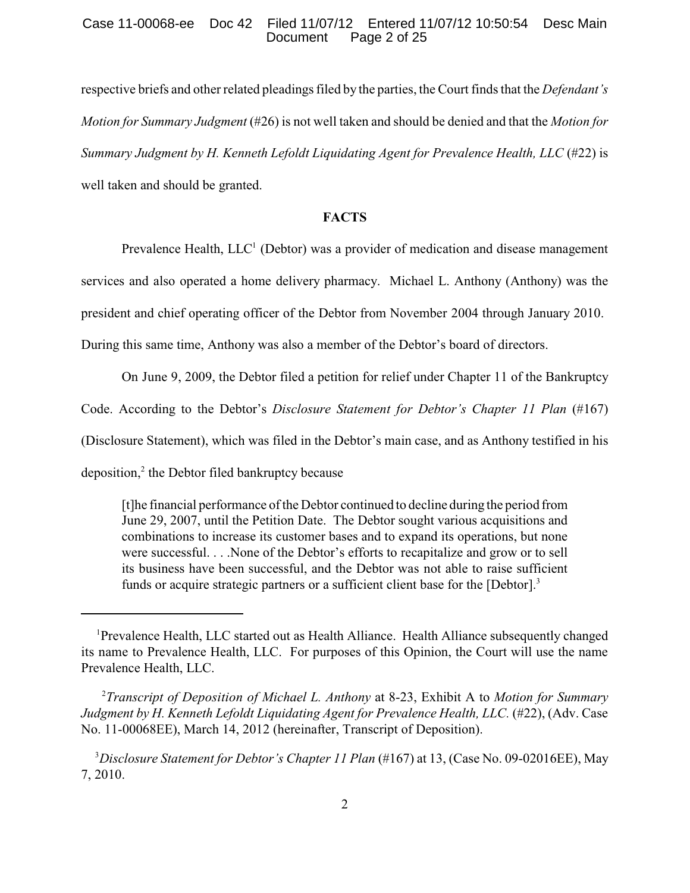respective briefs and other related pleadings filed by the parties, the Court finds that the *Defendant's Motion for Summary Judgment* (#26) is not well taken and should be denied and that the *Motion for Summary Judgment by H. Kenneth Lefoldt Liquidating Agent for Prevalence Health, LLC* (#22) is well taken and should be granted.

## FACTS

Prevalence Health, LLC[1] (Debtor) was a provider of medication and disease management services and also operated a home delivery pharmacy. Michael L. Anthony (Anthony) was the president and chief operating officer of the Debtor from November 2004 through January 2010. During this same time, Anthony was also a member of the Debtor's board of directors.

On June 9, 2009, the Debtor filed a petition for relief under Chapter 11 of the Bankruptcy Code. According to the Debtor's *Disclosure Statement for Debtor's Chapter 11 Plan* (#167) (Disclosure Statement), which was filed in the Debtor's main case, and as Anthony testified in his deposition,[2] the Debtor filed bankruptcy because

> [t]he financial performance of the Debtor continued to decline during the period from June 29, 2007, until the Petition Date. The Debtor sought various acquisitions and combinations to increase its customer bases and to expand its operations, but none were successful. . . .None of the Debtor's efforts to recapitalize and grow or to sell its business have been successful, and the Debtor was not able to raise sufficient funds or acquire strategic partners or a sufficient client base for the [Debtor].[3]

---

[1] Prevalence Health, LLC started out as Health Alliance. Health Alliance subsequently changed its name to Prevalence Health, LLC. For purposes of this Opinion, the Court will use the name Prevalence Health, LLC.

[2] *Transcript of Deposition of Michael L. Anthony* at 8-23, Exhibit A to *Motion for Summary Judgment by H. Kenneth Lefoldt Liquidating Agent for Prevalence Health, LLC.* (#22), (Adv. Case No. 11-00068EE), March 14, 2012 (hereinafter, Transcript of Deposition).

[3] *Disclosure Statement for Debtor's Chapter 11 Plan* (#167) at 13, (Case No. 09-02016EE), May 7, 2010.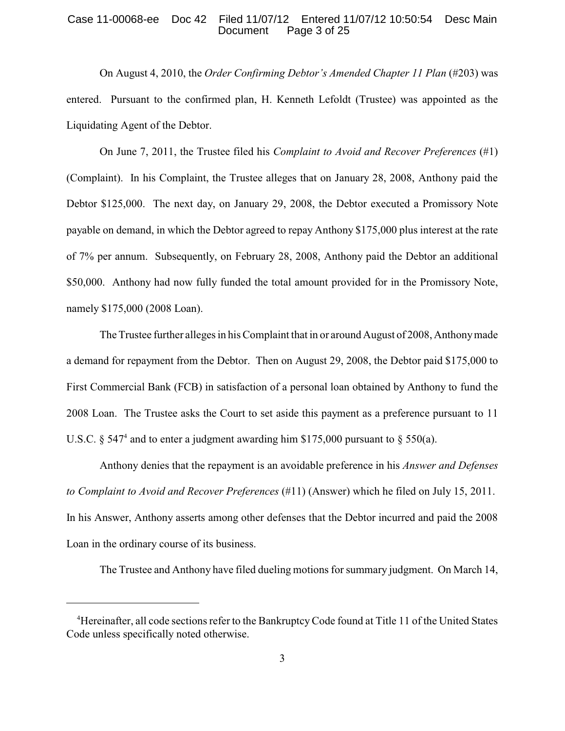On August 4, 2010, the *Order Confirming Debtor's Amended Chapter 11 Plan* (#203) was entered. Pursuant to the confirmed plan, H. Kenneth Lefoldt (Trustee) was appointed as the Liquidating Agent of the Debtor.

On June 7, 2011, the Trustee filed his *Complaint to Avoid and Recover Preferences* (#1) (Complaint). In his Complaint, the Trustee alleges that on January 28, 2008, Anthony paid the Debtor $125,000. The next day, on January 29, 2008, the Debtor executed a Promissory Note payable on demand, in which the Debtor agreed to repay Anthony $175,000 plus interest at the rate of 7% per annum. Subsequently, on February 28, 2008, Anthony paid the Debtor an additional $50,000. Anthony had now fully funded the total amount provided for in the Promissory Note, namely $175,000 (2008 Loan).

The Trustee further alleges in his Complaint that in or around August of 2008, Anthony made a demand for repayment from the Debtor. Then on August 29, 2008, the Debtor paid $175,000 to First Commercial Bank (FCB) in satisfaction of a personal loan obtained by Anthony to fund the 2008 Loan. The Trustee asks the Court to set aside this payment as a preference pursuant to 11 U.S.C. § 547[4] and to enter a judgment awarding him $175,000 pursuant to § 550(a).

Anthony denies that the repayment is an avoidable preference in his *Answer and Defenses to Complaint to Avoid and Recover Preferences* (#11) (Answer) which he filed on July 15, 2011. In his Answer, Anthony asserts among other defenses that the Debtor incurred and paid the 2008 Loan in the ordinary course of its business.

The Trustee and Anthony have filed dueling motions for summary judgment. On March 14,

---

[4]Hereinafter, all code sections refer to the Bankruptcy Code found at Title 11 of the United States Code unless specifically noted otherwise.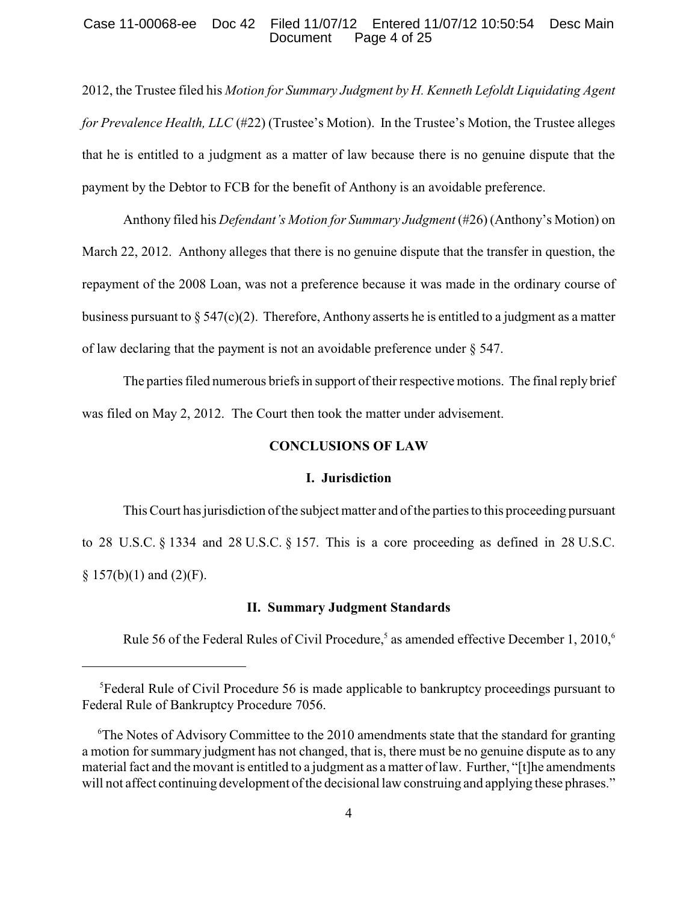2012, the Trustee filed his *Motion for Summary Judgment by H. Kenneth Lefoldt Liquidating Agent for Prevalence Health, LLC* (#22) (Trustee's Motion). In the Trustee's Motion, the Trustee alleges that he is entitled to a judgment as a matter of law because there is no genuine dispute that the payment by the Debtor to FCB for the benefit of Anthony is an avoidable preference.

Anthony filed his *Defendant's Motion for Summary Judgment* (#26) (Anthony's Motion) on March 22, 2012. Anthony alleges that there is no genuine dispute that the transfer in question, the repayment of the 2008 Loan, was not a preference because it was made in the ordinary course of business pursuant to § 547(c)(2). Therefore, Anthony asserts he is entitled to a judgment as a matter of law declaring that the payment is not an avoidable preference under § 547.

The parties filed numerous briefs in support of their respective motions. The final reply brief was filed on May 2, 2012. The Court then took the matter under advisement.

## CONCLUSIONS OF LAW

### I. Jurisdiction

This Court has jurisdiction of the subject matter and of the parties to this proceeding pursuant to 28 U.S.C. § 1334 and 28 U.S.C. § 157. This is a core proceeding as defined in 28 U.S.C. § 157(b)(1) and (2)(F).

### II. Summary Judgment Standards

Rule 56 of the Federal Rules of Civil Procedure,[5] as amended effective December 1, 2010,[6]

---

[5]Federal Rule of Civil Procedure 56 is made applicable to bankruptcy proceedings pursuant to Federal Rule of Bankruptcy Procedure 7056.

[6]The Notes of Advisory Committee to the 2010 amendments state that the standard for granting a motion for summary judgment has not changed, that is, there must be no genuine dispute as to any material fact and the movant is entitled to a judgment as a matter of law. Further, "[t]he amendments will not affect continuing development of the decisional law construing and applying these phrases."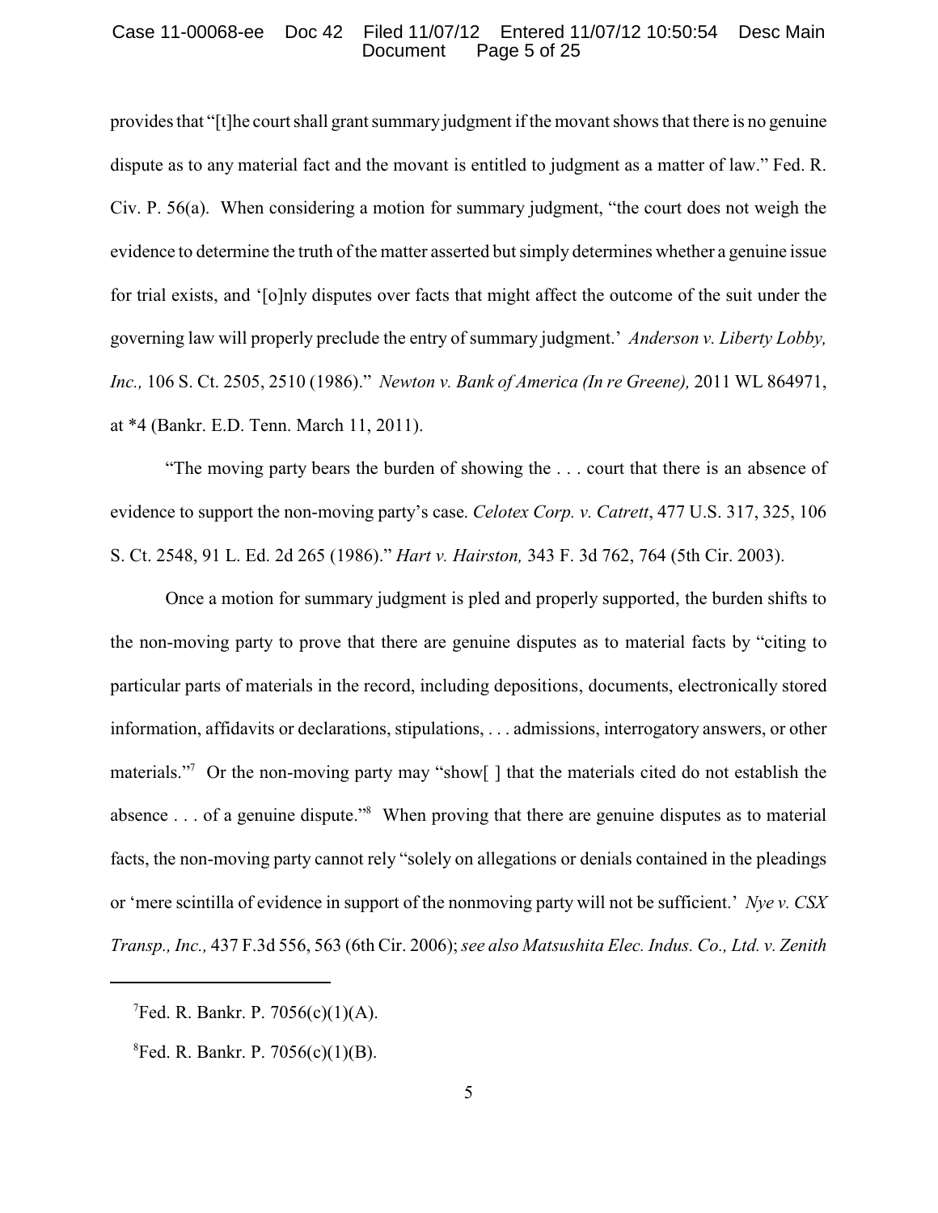provides that "[t]he court shall grant summary judgment if the movant shows that there is no genuine dispute as to any material fact and the movant is entitled to judgment as a matter of law." Fed. R. Civ. P. 56(a). When considering a motion for summary judgment, "the court does not weigh the evidence to determine the truth of the matter asserted but simply determines whether a genuine issue for trial exists, and '[o]nly disputes over facts that might affect the outcome of the suit under the governing law will properly preclude the entry of summary judgment.' *Anderson v. Liberty Lobby, Inc.,* 106 S. Ct. 2505, 2510 (1986)." *Newton v. Bank of America (In re Greene),* 2011 WL 864971, at *4 (Bankr. E.D. Tenn. March 11, 2011).

"The moving party bears the burden of showing the . . . court that there is an absence of evidence to support the non-moving party's case. *Celotex Corp. v. Catrett*, 477 U.S. 317, 325, 106 S. Ct. 2548, 91 L. Ed. 2d 265 (1986)." *Hart v. Hairston,* 343 F. 3d 762, 764 (5th Cir. 2003).

Once a motion for summary judgment is pled and properly supported, the burden shifts to the non-moving party to prove that there are genuine disputes as to material facts by "citing to particular parts of materials in the record, including depositions, documents, electronically stored information, affidavits or declarations, stipulations, . . . admissions, interrogatory answers, or other materials."[7] Or the non-moving party may "show[ ] that the materials cited do not establish the absence . . . of a genuine dispute."[8] When proving that there are genuine disputes as to material facts, the non-moving party cannot rely "solely on allegations or denials contained in the pleadings or 'mere scintilla of evidence in support of the nonmoving party will not be sufficient.' *Nye v. CSX Transp., Inc.,* 437 F.3d 556, 563 (6th Cir. 2006); *see also Matsushita Elec. Indus. Co., Ltd. v. Zenith*

---

[7] Fed. R. Bankr. P. 7056(c)(1)(A).

[8] Fed. R. Bankr. P. 7056(c)(1)(B).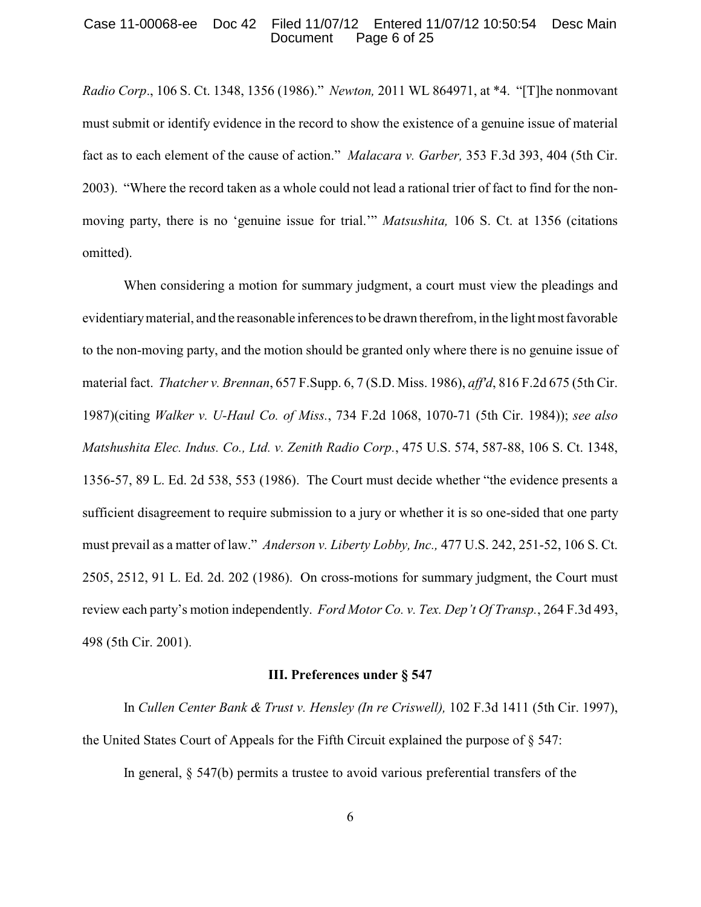*Radio Corp*., 106 S. Ct. 1348, 1356 (1986)." *Newton,* 2011 WL 864971, at *4. "[T]he nonmovant must submit or identify evidence in the record to show the existence of a genuine issue of material fact as to each element of the cause of action." *Malacara v. Garber,* 353 F.3d 393, 404 (5th Cir. 2003). "Where the record taken as a whole could not lead a rational trier of fact to find for the non-moving party, there is no 'genuine issue for trial.'" *Matsushita,* 106 S. Ct. at 1356 (citations omitted).

When considering a motion for summary judgment, a court must view the pleadings and evidentiary material, and the reasonable inferences to be drawn therefrom, in the light most favorable to the non-moving party, and the motion should be granted only where there is no genuine issue of material fact. *Thatcher v. Brennan*, 657 F.Supp. 6, 7 (S.D. Miss. 1986), *aff'd*, 816 F.2d 675 (5th Cir. 1987)(citing *Walker v. U-Haul Co. of Miss.*, 734 F.2d 1068, 1070-71 (5th Cir. 1984)); *see also Matshushita Elec. Indus. Co., Ltd. v. Zenith Radio Corp.*, 475 U.S. 574, 587-88, 106 S. Ct. 1348, 1356-57, 89 L. Ed. 2d 538, 553 (1986). The Court must decide whether "the evidence presents a sufficient disagreement to require submission to a jury or whether it is so one-sided that one party must prevail as a matter of law." *Anderson v. Liberty Lobby, Inc.,* 477 U.S. 242, 251-52, 106 S. Ct. 2505, 2512, 91 L. Ed. 2d. 202 (1986). On cross-motions for summary judgment, the Court must review each party's motion independently. *Ford Motor Co. v. Tex. Dep't Of Transp.*, 264 F.3d 493, 498 (5th Cir. 2001).

## III. Preferences under § 547

In *Cullen Center Bank & Trust v. Hensley (In re Criswell),* 102 F.3d 1411 (5th Cir. 1997), the United States Court of Appeals for the Fifth Circuit explained the purpose of § 547:

In general, § 547(b) permits a trustee to avoid various preferential transfers of the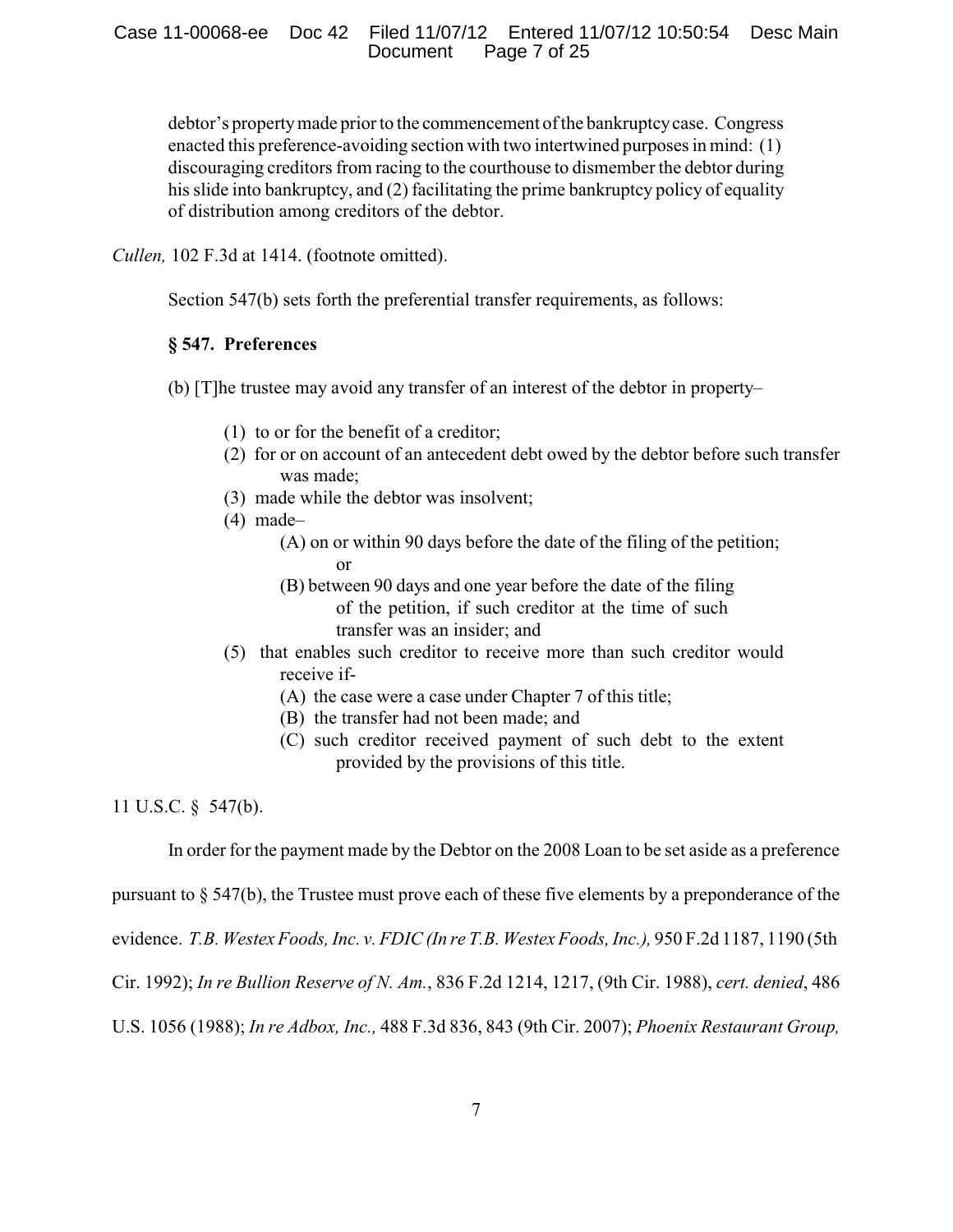> debtor's property made prior to the commencement of the bankruptcy case. Congress enacted this preference-avoiding section with two intertwined purposes in mind: (1) discouraging creditors from racing to the courthouse to dismember the debtor during his slide into bankruptcy, and (2) facilitating the prime bankruptcy policy of equality of distribution among creditors of the debtor.

*Cullen,* 102 F.3d at 1414. (footnote omitted).

Section 547(b) sets forth the preferential transfer requirements, as follows:

> **§ 547. Preferences**
>
> (b) [T]he trustee may avoid any transfer of an interest of the debtor in property–
>
> (1) to or for the benefit of a creditor;
> (2) for or on account of an antecedent debt owed by the debtor before such transfer was made;
> (3) made while the debtor was insolvent;
> (4) made–
>   (A) on or within 90 days before the date of the filing of the petition; or
>   (B) between 90 days and one year before the date of the filing of the petition, if such creditor at the time of such transfer was an insider; and
> (5) that enables such creditor to receive more than such creditor would receive if-
>   (A) the case were a case under Chapter 7 of this title;
>   (B) the transfer had not been made; and
>   (C) such creditor received payment of such debt to the extent provided by the provisions of this title.

11 U.S.C. § 547(b).

In order for the payment made by the Debtor on the 2008 Loan to be set aside as a preference pursuant to § 547(b), the Trustee must prove each of these five elements by a preponderance of the evidence. *T.B. Westex Foods, Inc. v. FDIC (In re T.B. Westex Foods, Inc.),* 950 F.2d 1187, 1190 (5th Cir. 1992); *In re Bullion Reserve of N. Am.*, 836 F.2d 1214, 1217, (9th Cir. 1988), *cert. denied*, 486 U.S. 1056 (1988); *In re Adbox, Inc.,* 488 F.3d 836, 843 (9th Cir. 2007); *Phoenix Restaurant Group,*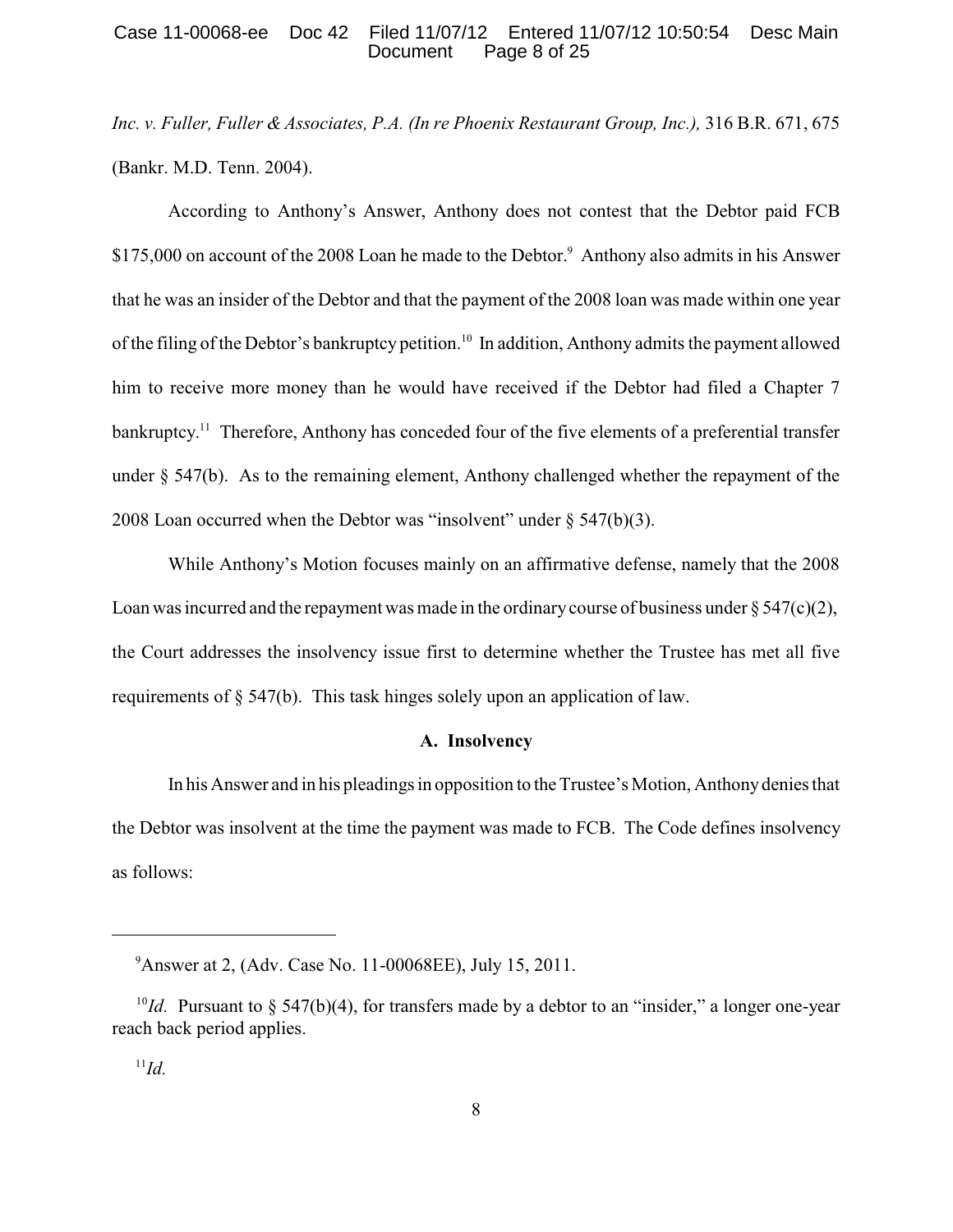*Inc. v. Fuller, Fuller & Associates, P.A. (In re Phoenix Restaurant Group, Inc.),* 316 B.R. 671, 675 (Bankr. M.D. Tenn. 2004).

According to Anthony's Answer, Anthony does not contest that the Debtor paid FCB $175,000 on account of the 2008 Loan he made to the Debtor.[9] Anthony also admits in his Answer that he was an insider of the Debtor and that the payment of the 2008 loan was made within one year of the filing of the Debtor's bankruptcy petition.[10] In addition, Anthony admits the payment allowed him to receive more money than he would have received if the Debtor had filed a Chapter 7 bankruptcy.[11] Therefore, Anthony has conceded four of the five elements of a preferential transfer under § 547(b). As to the remaining element, Anthony challenged whether the repayment of the 2008 Loan occurred when the Debtor was "insolvent" under § 547(b)(3).

While Anthony's Motion focuses mainly on an affirmative defense, namely that the 2008 Loan was incurred and the repayment was made in the ordinary course of business under § 547(c)(2), the Court addresses the insolvency issue first to determine whether the Trustee has met all five requirements of § 547(b). This task hinges solely upon an application of law.

### A. Insolvency

In his Answer and in his pleadings in opposition to the Trustee's Motion, Anthony denies that the Debtor was insolvent at the time the payment was made to FCB. The Code defines insolvency as follows:

---

[9] Answer at 2, (Adv. Case No. 11-00068EE), July 15, 2011.

[10] *Id.* Pursuant to § 547(b)(4), for transfers made by a debtor to an "insider," a longer one-year reach back period applies.

[11] *Id.*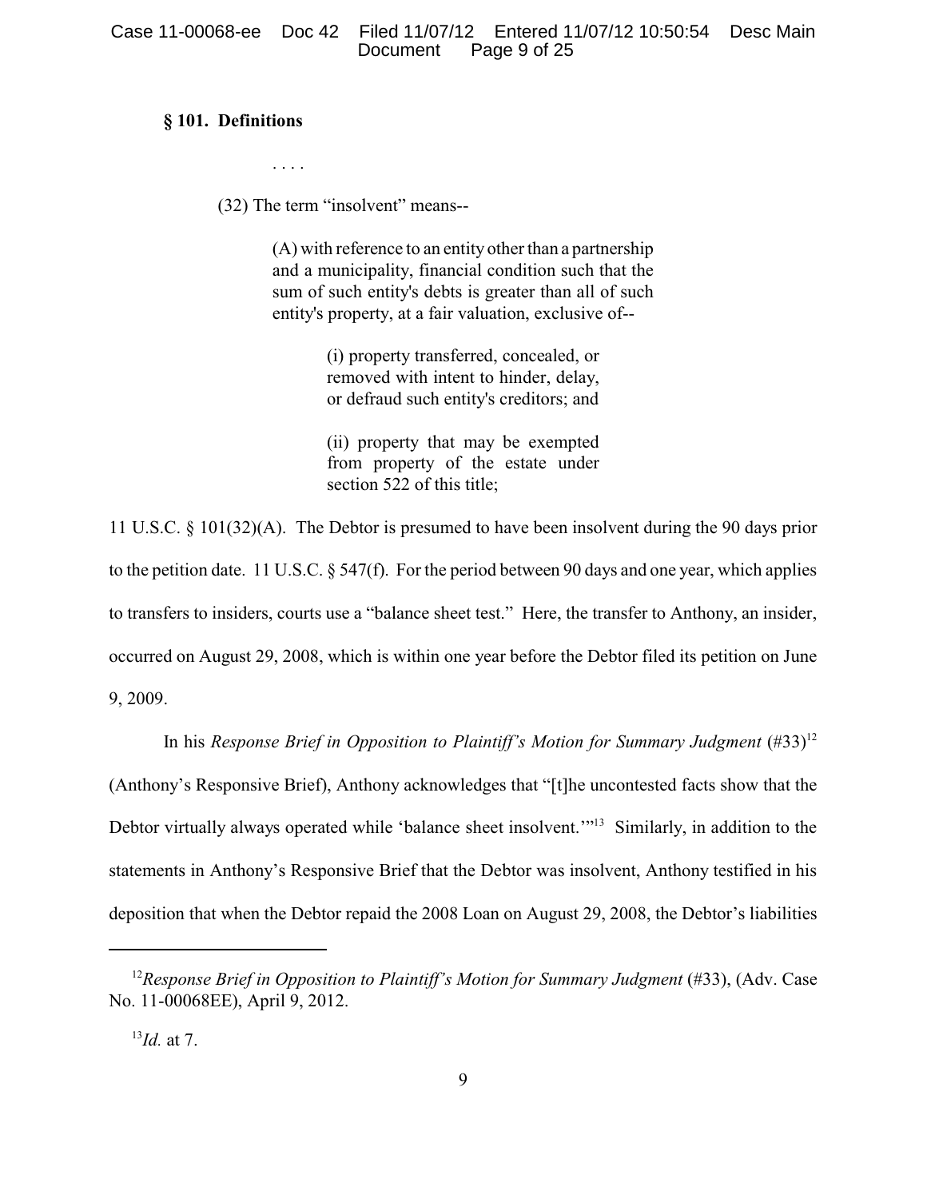**§ 101. Definitions**

> . . . .
>
> (32) The term "insolvent" means--
>
> > (A) with reference to an entity other than a partnership and a municipality, financial condition such that the sum of such entity's debts is greater than all of such entity's property, at a fair valuation, exclusive of--
> >
> > > (i) property transferred, concealed, or removed with intent to hinder, delay, or defraud such entity's creditors; and
> > >
> > > (ii) property that may be exempted from property of the estate under section 522 of this title;

11 U.S.C. § 101(32)(A). The Debtor is presumed to have been insolvent during the 90 days prior to the petition date. 11 U.S.C. § 547(f). For the period between 90 days and one year, which applies to transfers to insiders, courts use a "balance sheet test." Here, the transfer to Anthony, an insider, occurred on August 29, 2008, which is within one year before the Debtor filed its petition on June 9, 2009.

In his *Response Brief in Opposition to Plaintiff's Motion for Summary Judgment* (#33)[12] (Anthony's Responsive Brief), Anthony acknowledges that "[t]he uncontested facts show that the Debtor virtually always operated while 'balance sheet insolvent.'"[13] Similarly, in addition to the statements in Anthony's Responsive Brief that the Debtor was insolvent, Anthony testified in his deposition that when the Debtor repaid the 2008 Loan on August 29, 2008, the Debtor's liabilities

---

[12] *Response Brief in Opposition to Plaintiff's Motion for Summary Judgment* (#33), (Adv. Case No. 11-00068EE), April 9, 2012.

[13] *Id.* at 7.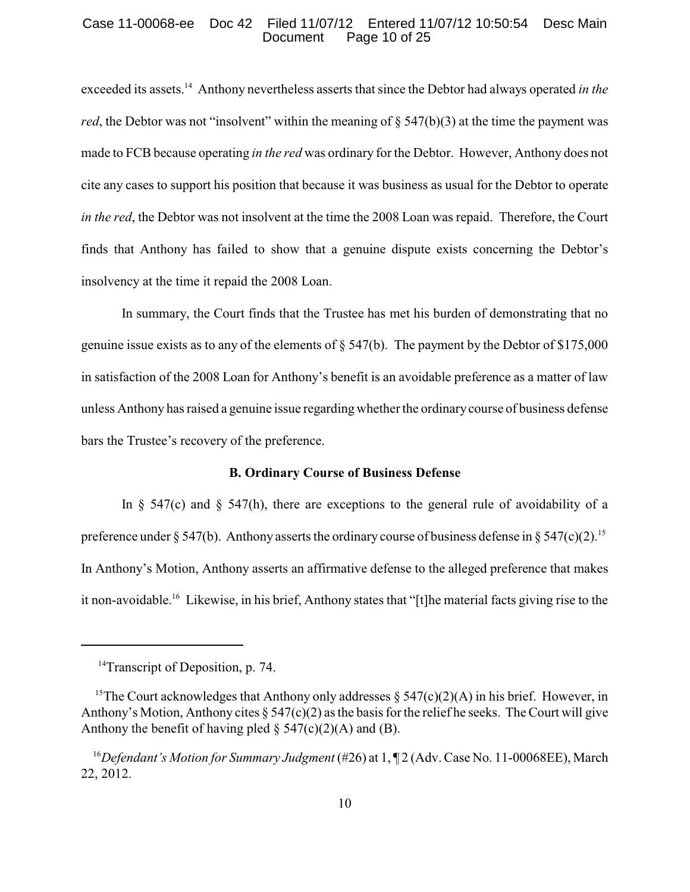exceeded its assets.[14] Anthony nevertheless asserts that since the Debtor had always operated *in the red*, the Debtor was not "insolvent" within the meaning of § 547(b)(3) at the time the payment was made to FCB because operating *in the red* was ordinary for the Debtor. However, Anthony does not cite any cases to support his position that because it was business as usual for the Debtor to operate *in the red*, the Debtor was not insolvent at the time the 2008 Loan was repaid. Therefore, the Court finds that Anthony has failed to show that a genuine dispute exists concerning the Debtor's insolvency at the time it repaid the 2008 Loan.

In summary, the Court finds that the Trustee has met his burden of demonstrating that no genuine issue exists as to any of the elements of § 547(b). The payment by the Debtor of $175,000 in satisfaction of the 2008 Loan for Anthony's benefit is an avoidable preference as a matter of law unless Anthony has raised a genuine issue regarding whether the ordinary course of business defense bars the Trustee's recovery of the preference.

**B. Ordinary Course of Business Defense**

In § 547(c) and § 547(h), there are exceptions to the general rule of avoidability of a preference under § 547(b). Anthony asserts the ordinary course of business defense in § 547(c)(2).[15] In Anthony's Motion, Anthony asserts an affirmative defense to the alleged preference that makes it non-avoidable.[16] Likewise, in his brief, Anthony states that "[t]he material facts giving rise to the

---

[14] Transcript of Deposition, p. 74.

[15] The Court acknowledges that Anthony only addresses § 547(c)(2)(A) in his brief. However, in Anthony's Motion, Anthony cites § 547(c)(2) as the basis for the relief he seeks. The Court will give Anthony the benefit of having pled § 547(c)(2)(A) and (B).

[16] *Defendant's Motion for Summary Judgment* (#26) at 1, ¶ 2 (Adv. Case No. 11-00068EE), March 22, 2012.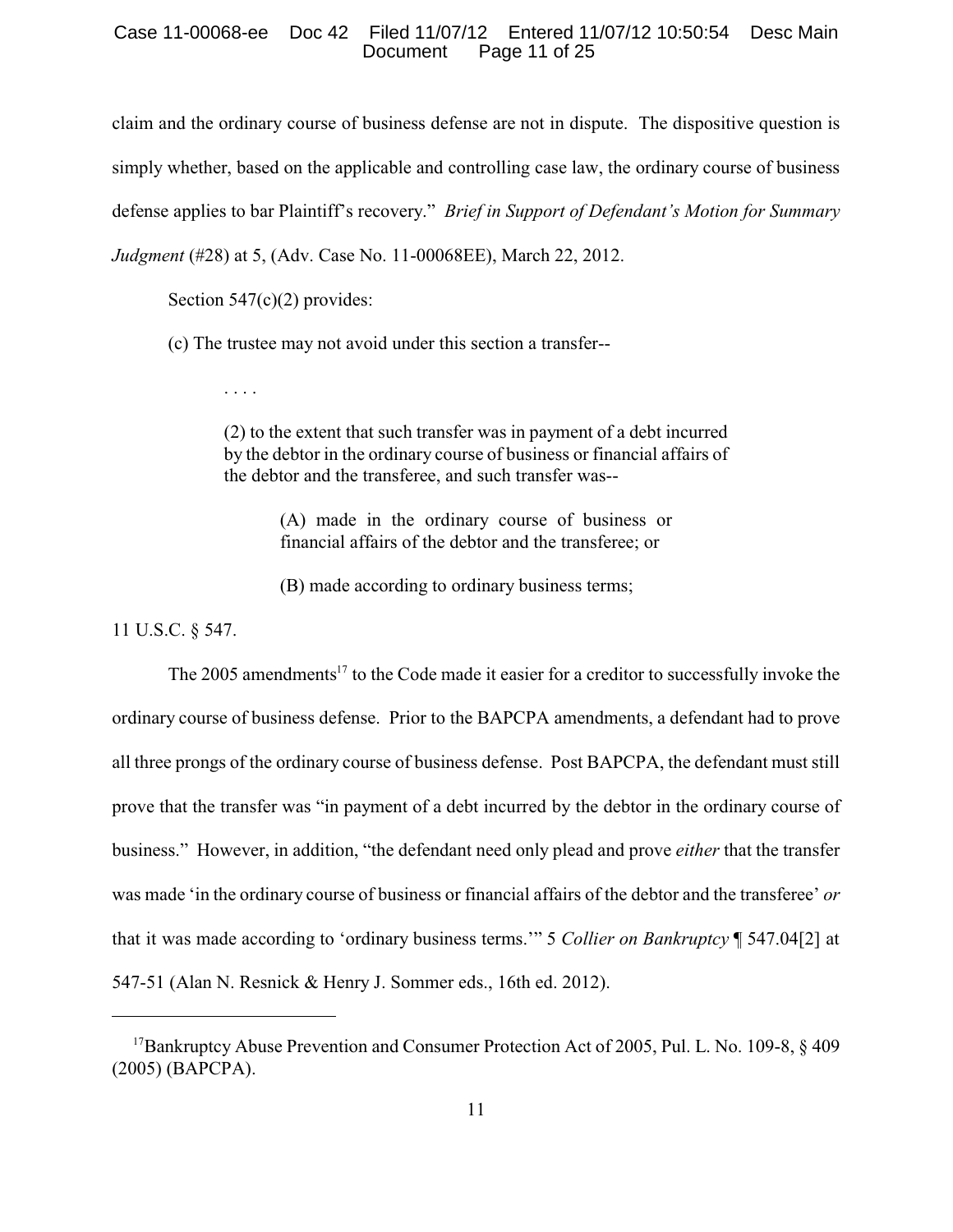claim and the ordinary course of business defense are not in dispute. The dispositive question is simply whether, based on the applicable and controlling case law, the ordinary course of business defense applies to bar Plaintiff's recovery." *Brief in Support of Defendant's Motion for Summary Judgment* (#28) at 5, (Adv. Case No. 11-00068EE), March 22, 2012.

Section 547(c)(2) provides:

(c) The trustee may not avoid under this section a transfer--

> . . . .
>
> (2) to the extent that such transfer was in payment of a debt incurred by the debtor in the ordinary course of business or financial affairs of the debtor and the transferee, and such transfer was--
>
> > (A) made in the ordinary course of business or financial affairs of the debtor and the transferee; or
> >
> > (B) made according to ordinary business terms;

11 U.S.C. § 547.

The 2005 amendments[17] to the Code made it easier for a creditor to successfully invoke the ordinary course of business defense. Prior to the BAPCPA amendments, a defendant had to prove all three prongs of the ordinary course of business defense. Post BAPCPA, the defendant must still prove that the transfer was "in payment of a debt incurred by the debtor in the ordinary course of business." However, in addition, "the defendant need only plead and prove *either* that the transfer was made 'in the ordinary course of business or financial affairs of the debtor and the transferee' *or* that it was made according to 'ordinary business terms.'" 5 *Collier on Bankruptcy* ¶ 547.04[2] at 547-51 (Alan N. Resnick & Henry J. Sommer eds., 16th ed. 2012).

---

[17]Bankruptcy Abuse Prevention and Consumer Protection Act of 2005, Pul. L. No. 109-8, § 409 (2005) (BAPCPA).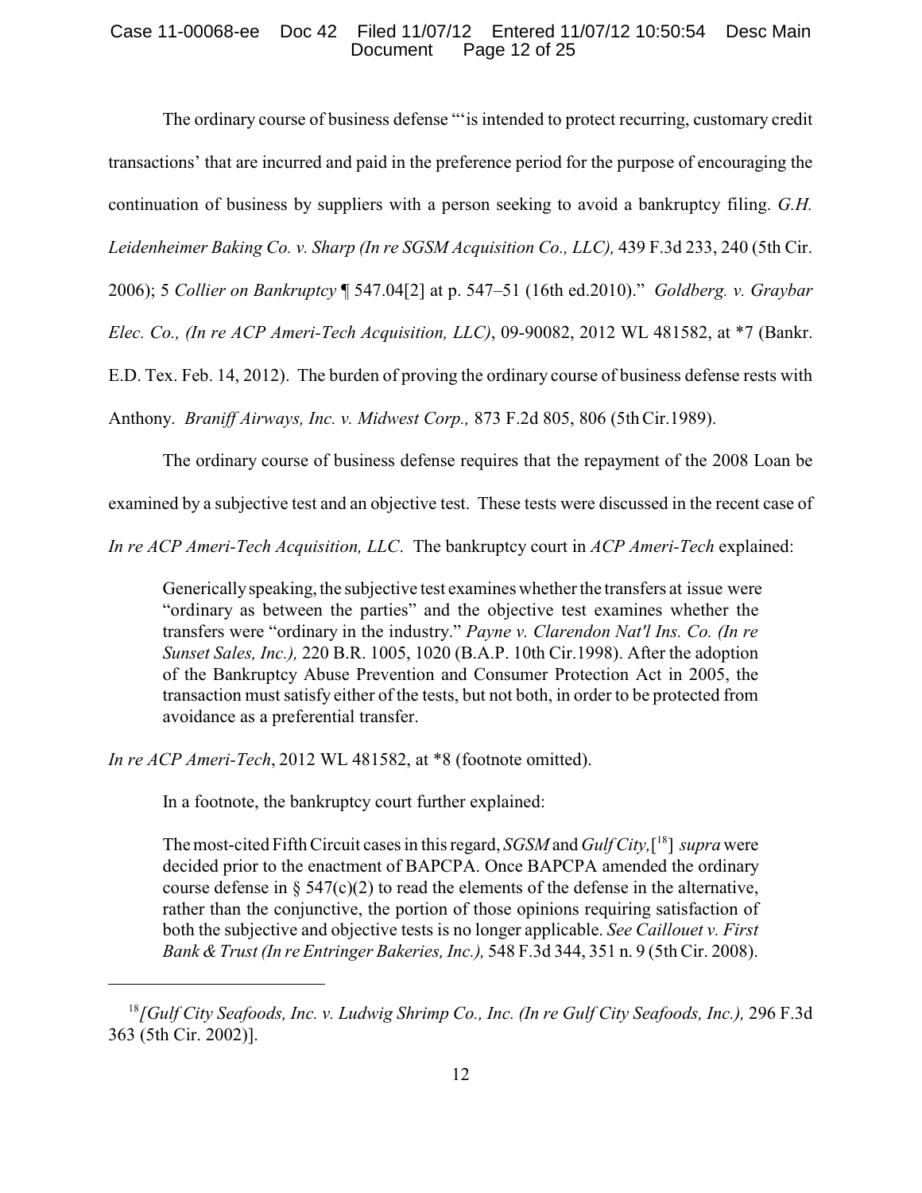The ordinary course of business defense "'is intended to protect recurring, customary credit transactions' that are incurred and paid in the preference period for the purpose of encouraging the continuation of business by suppliers with a person seeking to avoid a bankruptcy filing. *G.H. Leidenheimer Baking Co. v. Sharp (In re SGSM Acquisition Co., LLC),* 439 F.3d 233, 240 (5th Cir. 2006); 5 *Collier on Bankruptcy* ¶ 547.04[2] at p. 547–51 (16th ed.2010)." *Goldberg. v. Graybar Elec. Co., (In re ACP Ameri-Tech Acquisition, LLC)*, 09-90082, 2012 WL 481582, at *7 (Bankr. E.D. Tex. Feb. 14, 2012). The burden of proving the ordinary course of business defense rests with Anthony. *Braniff Airways, Inc. v. Midwest Corp.,* 873 F.2d 805, 806 (5th Cir.1989).

The ordinary course of business defense requires that the repayment of the 2008 Loan be examined by a subjective test and an objective test. These tests were discussed in the recent case of *In re ACP Ameri-Tech Acquisition, LLC*. The bankruptcy court in *ACP Ameri-Tech* explained:

> Generically speaking, the subjective test examines whether the transfers at issue were "ordinary as between the parties" and the objective test examines whether the transfers were "ordinary in the industry." *Payne v. Clarendon Nat'l Ins. Co. (In re Sunset Sales, Inc.),* 220 B.R. 1005, 1020 (B.A.P. 10th Cir.1998). After the adoption of the Bankruptcy Abuse Prevention and Consumer Protection Act in 2005, the transaction must satisfy either of the tests, but not both, in order to be protected from avoidance as a preferential transfer.

*In re ACP Ameri-Tech*, 2012 WL 481582, at *8 (footnote omitted).

In a footnote, the bankruptcy court further explained:

> The most-cited Fifth Circuit cases in this regard, *SGSM* and *Gulf City,*[18] *supra* were decided prior to the enactment of BAPCPA. Once BAPCPA amended the ordinary course defense in § 547(c)(2) to read the elements of the defense in the alternative, rather than the conjunctive, the portion of those opinions requiring satisfaction of both the subjective and objective tests is no longer applicable. *See Caillouet v. First Bank & Trust (In re Entringer Bakeries, Inc.),* 548 F.3d 344, 351 n. 9 (5th Cir. 2008).

---

[18] *[Gulf City Seafoods, Inc. v. Ludwig Shrimp Co., Inc. (In re Gulf City Seafoods, Inc.),* 296 F.3d 363 (5th Cir. 2002)].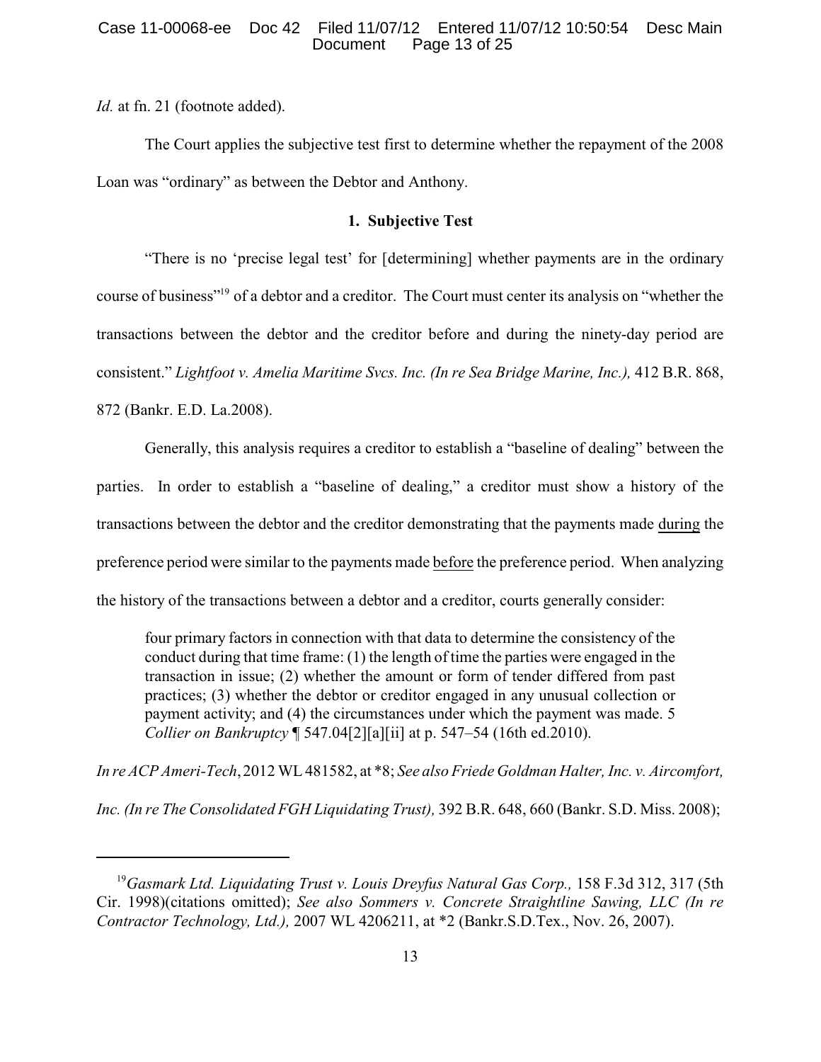*Id.* at fn. 21 (footnote added).

The Court applies the subjective test first to determine whether the repayment of the 2008 Loan was "ordinary" as between the Debtor and Anthony.

### 1. Subjective Test

"There is no 'precise legal test' for [determining] whether payments are in the ordinary course of business"[19] of a debtor and a creditor. The Court must center its analysis on "whether the transactions between the debtor and the creditor before and during the ninety-day period are consistent." *Lightfoot v. Amelia Maritime Svcs. Inc. (In re Sea Bridge Marine, Inc.),* 412 B.R. 868, 872 (Bankr. E.D. La.2008).

Generally, this analysis requires a creditor to establish a "baseline of dealing" between the parties. In order to establish a "baseline of dealing," a creditor must show a history of the transactions between the debtor and the creditor demonstrating that the payments made <u>during</u> the preference period were similar to the payments made <u>before</u> the preference period. When analyzing the history of the transactions between a debtor and a creditor, courts generally consider:

> four primary factors in connection with that data to determine the consistency of the conduct during that time frame: (1) the length of time the parties were engaged in the transaction in issue; (2) whether the amount or form of tender differed from past practices; (3) whether the debtor or creditor engaged in any unusual collection or payment activity; and (4) the circumstances under which the payment was made. 5 *Collier on Bankruptcy* ¶ 547.04[2][a][ii] at p. 547–54 (16th ed.2010).

*In re ACP Ameri-Tech*, 2012 WL 481582, at *8; *See also Friede Goldman Halter, Inc. v. Aircomfort, Inc. (In re The Consolidated FGH Liquidating Trust),* 392 B.R. 648, 660 (Bankr. S.D. Miss. 2008);

---

[19] *Gasmark Ltd. Liquidating Trust v. Louis Dreyfus Natural Gas Corp.,* 158 F.3d 312, 317 (5th Cir. 1998)(citations omitted); *See also Sommers v. Concrete Straightline Sawing, LLC (In re Contractor Technology, Ltd.),* 2007 WL 4206211, at *2 (Bankr.S.D.Tex., Nov. 26, 2007).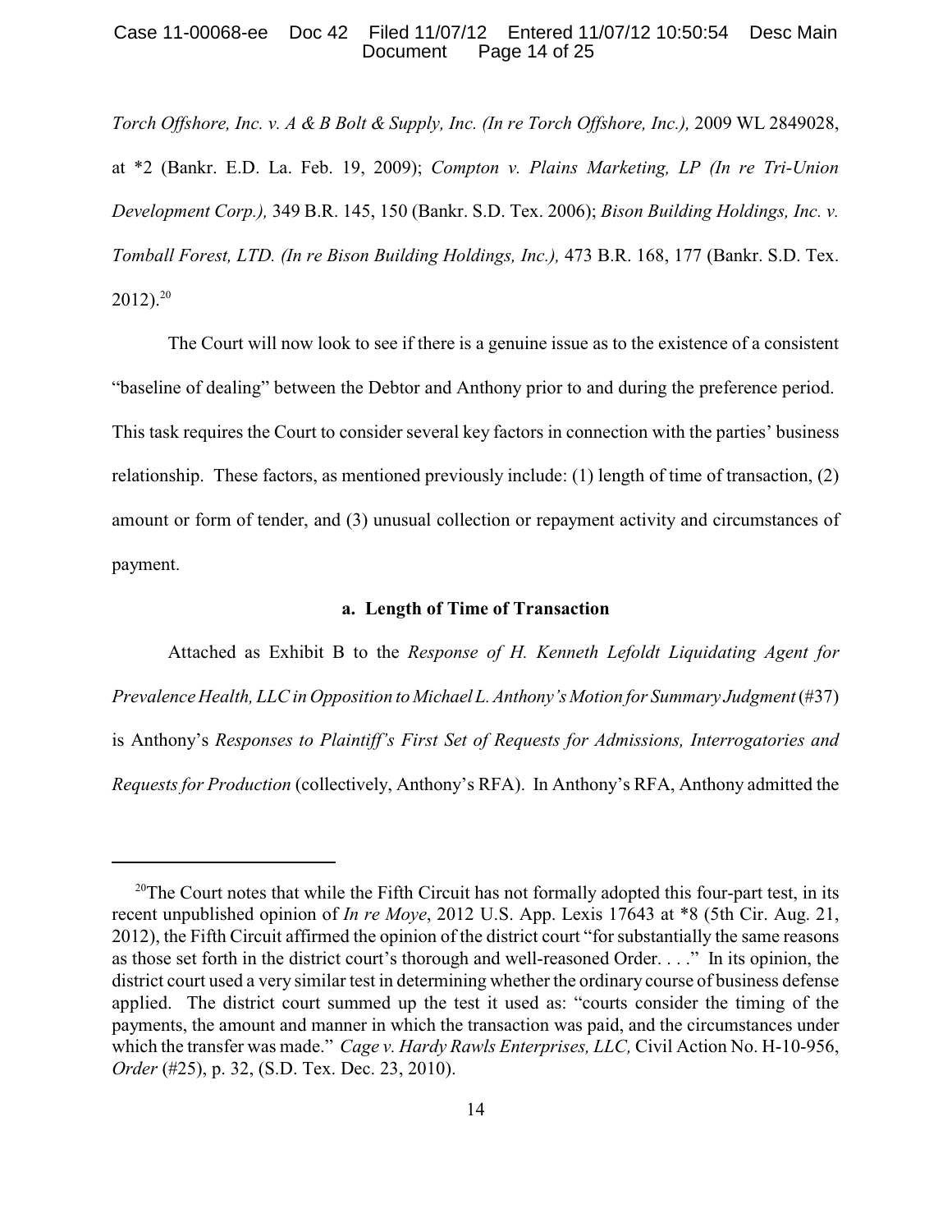*Torch Offshore, Inc. v. A & B Bolt & Supply, Inc. (In re Torch Offshore, Inc.),* 2009 WL 2849028, at *2 (Bankr. E.D. La. Feb. 19, 2009); *Compton v. Plains Marketing, LP (In re Tri-Union Development Corp.),* 349 B.R. 145, 150 (Bankr. S.D. Tex. 2006); *Bison Building Holdings, Inc. v. Tomball Forest, LTD. (In re Bison Building Holdings, Inc.),* 473 B.R. 168, 177 (Bankr. S.D. Tex. 2012).[20]

The Court will now look to see if there is a genuine issue as to the existence of a consistent "baseline of dealing" between the Debtor and Anthony prior to and during the preference period. This task requires the Court to consider several key factors in connection with the parties' business relationship. These factors, as mentioned previously include: (1) length of time of transaction, (2) amount or form of tender, and (3) unusual collection or repayment activity and circumstances of payment.

**a. Length of Time of Transaction**

Attached as Exhibit B to the *Response of H. Kenneth Lefoldt Liquidating Agent for Prevalence Health, LLC in Opposition to Michael L. Anthony's Motion for Summary Judgment* (#37) is Anthony's *Responses to Plaintiff's First Set of Requests for Admissions, Interrogatories and Requests for Production* (collectively, Anthony's RFA). In Anthony's RFA, Anthony admitted the

---

[20]The Court notes that while the Fifth Circuit has not formally adopted this four-part test, in its recent unpublished opinion of *In re Moye*, 2012 U.S. App. Lexis 17643 at *8 (5th Cir. Aug. 21, 2012), the Fifth Circuit affirmed the opinion of the district court "for substantially the same reasons as those set forth in the district court's thorough and well-reasoned Order. . . ." In its opinion, the district court used a very similar test in determining whether the ordinary course of business defense applied. The district court summed up the test it used as: "courts consider the timing of the payments, the amount and manner in which the transaction was paid, and the circumstances under which the transfer was made." *Cage v. Hardy Rawls Enterprises, LLC,* Civil Action No. H-10-956, *Order* (#25), p. 32, (S.D. Tex. Dec. 23, 2010).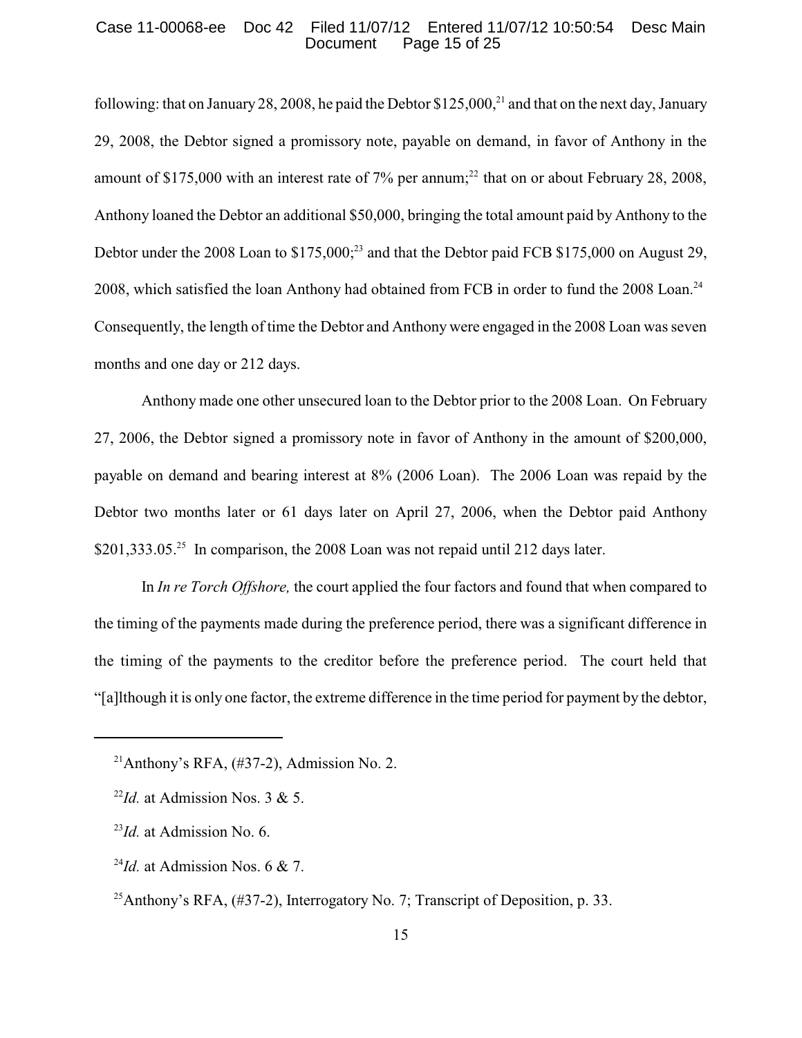following: that on January 28, 2008, he paid the Debtor $125,000,[21] and that on the next day, January 29, 2008, the Debtor signed a promissory note, payable on demand, in favor of Anthony in the amount of $175,000 with an interest rate of 7% per annum;[22] that on or about February 28, 2008, Anthony loaned the Debtor an additional $50,000, bringing the total amount paid by Anthony to the Debtor under the 2008 Loan to $175,000;[23] and that the Debtor paid FCB $175,000 on August 29, 2008, which satisfied the loan Anthony had obtained from FCB in order to fund the 2008 Loan.[24] Consequently, the length of time the Debtor and Anthony were engaged in the 2008 Loan was seven months and one day or 212 days.

Anthony made one other unsecured loan to the Debtor prior to the 2008 Loan. On February 27, 2006, the Debtor signed a promissory note in favor of Anthony in the amount of $200,000, payable on demand and bearing interest at 8% (2006 Loan). The 2006 Loan was repaid by the Debtor two months later or 61 days later on April 27, 2006, when the Debtor paid Anthony $201,333.05.[25] In comparison, the 2008 Loan was not repaid until 212 days later.

In *In re Torch Offshore,* the court applied the four factors and found that when compared to the timing of the payments made during the preference period, there was a significant difference in the timing of the payments to the creditor before the preference period. The court held that "[a]lthough it is only one factor, the extreme difference in the time period for payment by the debtor,

---

[21] Anthony's RFA, (#37-2), Admission No. 2.

[22] *Id.* at Admission Nos. 3 & 5.

[23] *Id.* at Admission No. 6.

[24] *Id.* at Admission Nos. 6 & 7.

[25] Anthony's RFA, (#37-2), Interrogatory No. 7; Transcript of Deposition, p. 33.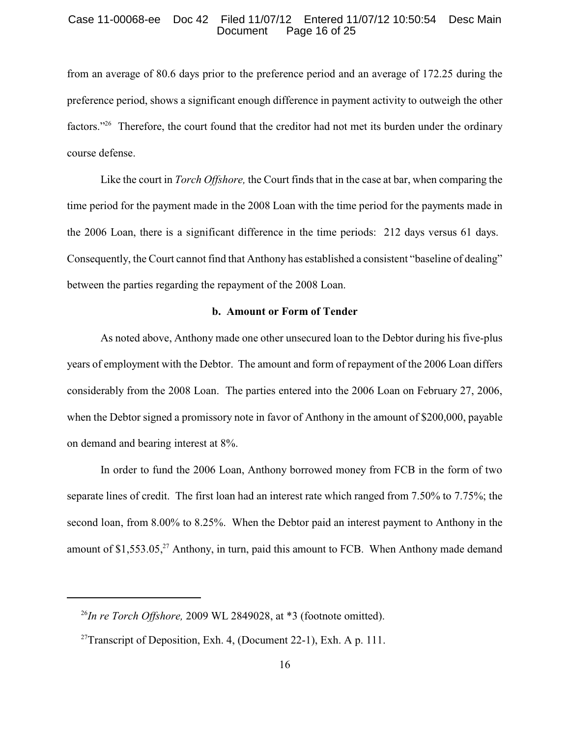from an average of 80.6 days prior to the preference period and an average of 172.25 during the preference period, shows a significant enough difference in payment activity to outweigh the other factors."[26] Therefore, the court found that the creditor had not met its burden under the ordinary course defense.

Like the court in *Torch Offshore,* the Court finds that in the case at bar, when comparing the time period for the payment made in the 2008 Loan with the time period for the payments made in the 2006 Loan, there is a significant difference in the time periods: 212 days versus 61 days. Consequently, the Court cannot find that Anthony has established a consistent "baseline of dealing" between the parties regarding the repayment of the 2008 Loan.

**b. Amount or Form of Tender**

As noted above, Anthony made one other unsecured loan to the Debtor during his five-plus years of employment with the Debtor. The amount and form of repayment of the 2006 Loan differs considerably from the 2008 Loan. The parties entered into the 2006 Loan on February 27, 2006, when the Debtor signed a promissory note in favor of Anthony in the amount of $200,000, payable on demand and bearing interest at 8%.

In order to fund the 2006 Loan, Anthony borrowed money from FCB in the form of two separate lines of credit. The first loan had an interest rate which ranged from 7.50% to 7.75%; the second loan, from 8.00% to 8.25%. When the Debtor paid an interest payment to Anthony in the amount of $1,553.05,[27] Anthony, in turn, paid this amount to FCB. When Anthony made demand

---

[26] *In re Torch Offshore,* 2009 WL 2849028, at *3 (footnote omitted).

[27] Transcript of Deposition, Exh. 4, (Document 22-1), Exh. A p. 111.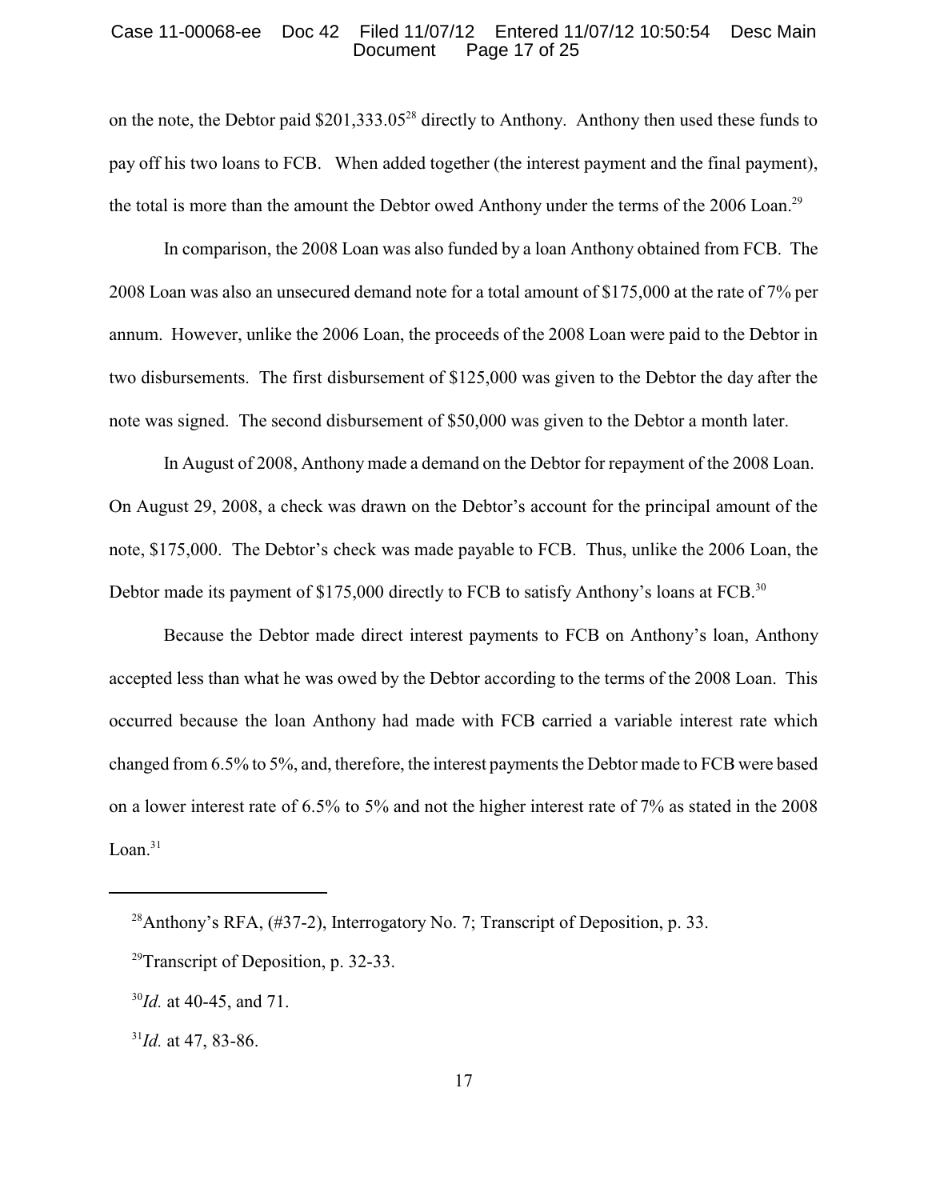on the note, the Debtor paid $201,333.05[28] directly to Anthony. Anthony then used these funds to pay off his two loans to FCB. When added together (the interest payment and the final payment), the total is more than the amount the Debtor owed Anthony under the terms of the 2006 Loan.[29]

In comparison, the 2008 Loan was also funded by a loan Anthony obtained from FCB. The 2008 Loan was also an unsecured demand note for a total amount of $175,000 at the rate of 7% per annum. However, unlike the 2006 Loan, the proceeds of the 2008 Loan were paid to the Debtor in two disbursements. The first disbursement of $125,000 was given to the Debtor the day after the note was signed. The second disbursement of $50,000 was given to the Debtor a month later.

In August of 2008, Anthony made a demand on the Debtor for repayment of the 2008 Loan. On August 29, 2008, a check was drawn on the Debtor's account for the principal amount of the note, $175,000. The Debtor's check was made payable to FCB. Thus, unlike the 2006 Loan, the Debtor made its payment of $175,000 directly to FCB to satisfy Anthony's loans at FCB.[30]

Because the Debtor made direct interest payments to FCB on Anthony's loan, Anthony accepted less than what he was owed by the Debtor according to the terms of the 2008 Loan. This occurred because the loan Anthony had made with FCB carried a variable interest rate which changed from 6.5% to 5%, and, therefore, the interest payments the Debtor made to FCB were based on a lower interest rate of 6.5% to 5% and not the higher interest rate of 7% as stated in the 2008 Loan.[31]

---

[28] Anthony's RFA, (#37-2), Interrogatory No. 7; Transcript of Deposition, p. 33.

[29] Transcript of Deposition, p. 32-33.

[30] *Id.* at 40-45, and 71.

[31] *Id.* at 47, 83-86.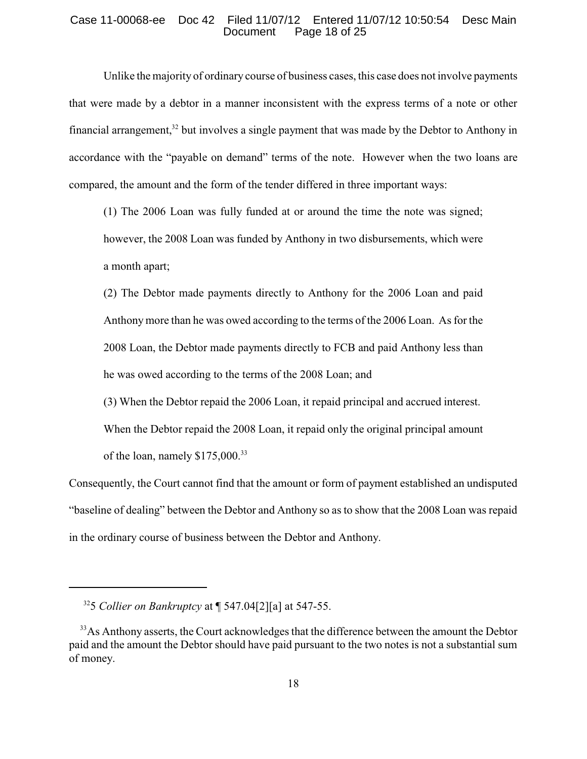Unlike the majority of ordinary course of business cases, this case does not involve payments that were made by a debtor in a manner inconsistent with the express terms of a note or other financial arrangement,[32] but involves a single payment that was made by the Debtor to Anthony in accordance with the "payable on demand" terms of the note. However when the two loans are compared, the amount and the form of the tender differed in three important ways:

> (1) The 2006 Loan was fully funded at or around the time the note was signed; however, the 2008 Loan was funded by Anthony in two disbursements, which were a month apart;
>
> (2) The Debtor made payments directly to Anthony for the 2006 Loan and paid Anthony more than he was owed according to the terms of the 2006 Loan. As for the 2008 Loan, the Debtor made payments directly to FCB and paid Anthony less than he was owed according to the terms of the 2008 Loan; and
>
> (3) When the Debtor repaid the 2006 Loan, it repaid principal and accrued interest. When the Debtor repaid the 2008 Loan, it repaid only the original principal amount of the loan, namely $175,000.[33]

Consequently, the Court cannot find that the amount or form of payment established an undisputed "baseline of dealing" between the Debtor and Anthony so as to show that the 2008 Loan was repaid in the ordinary course of business between the Debtor and Anthony.

---

[32] 5 *Collier on Bankruptcy* at ¶ 547.04[2][a] at 547-55.

[33] As Anthony asserts, the Court acknowledges that the difference between the amount the Debtor paid and the amount the Debtor should have paid pursuant to the two notes is not a substantial sum of money.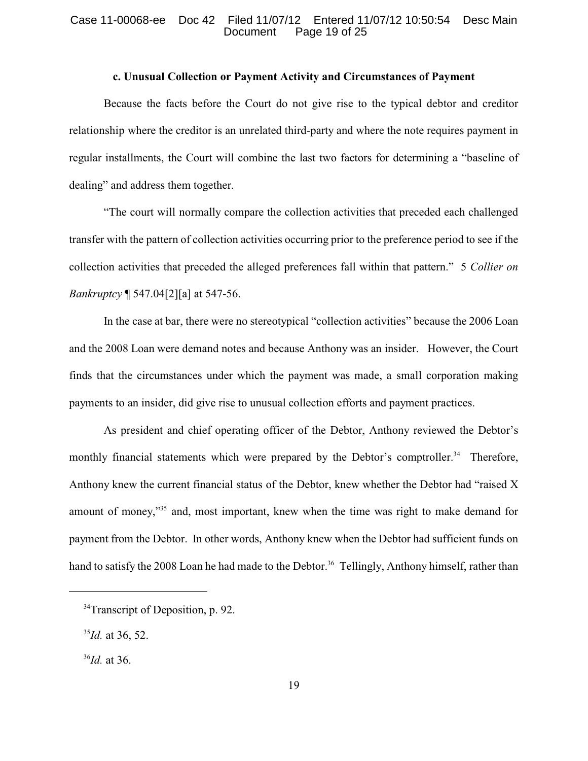**c. Unusual Collection or Payment Activity and Circumstances of Payment**

Because the facts before the Court do not give rise to the typical debtor and creditor relationship where the creditor is an unrelated third-party and where the note requires payment in regular installments, the Court will combine the last two factors for determining a "baseline of dealing" and address them together.

"The court will normally compare the collection activities that preceded each challenged transfer with the pattern of collection activities occurring prior to the preference period to see if the collection activities that preceded the alleged preferences fall within that pattern." 5 *Collier on Bankruptcy* ¶ 547.04[2][a] at 547-56.

In the case at bar, there were no stereotypical "collection activities" because the 2006 Loan and the 2008 Loan were demand notes and because Anthony was an insider. However, the Court finds that the circumstances under which the payment was made, a small corporation making payments to an insider, did give rise to unusual collection efforts and payment practices.

As president and chief operating officer of the Debtor, Anthony reviewed the Debtor's monthly financial statements which were prepared by the Debtor's comptroller.[34] Therefore, Anthony knew the current financial status of the Debtor, knew whether the Debtor had "raised X amount of money,"[35] and, most important, knew when the time was right to make demand for payment from the Debtor. In other words, Anthony knew when the Debtor had sufficient funds on hand to satisfy the 2008 Loan he had made to the Debtor.[36] Tellingly, Anthony himself, rather than

---

[34]Transcript of Deposition, p. 92.

[35]*Id.* at 36, 52.

[36]*Id.* at 36.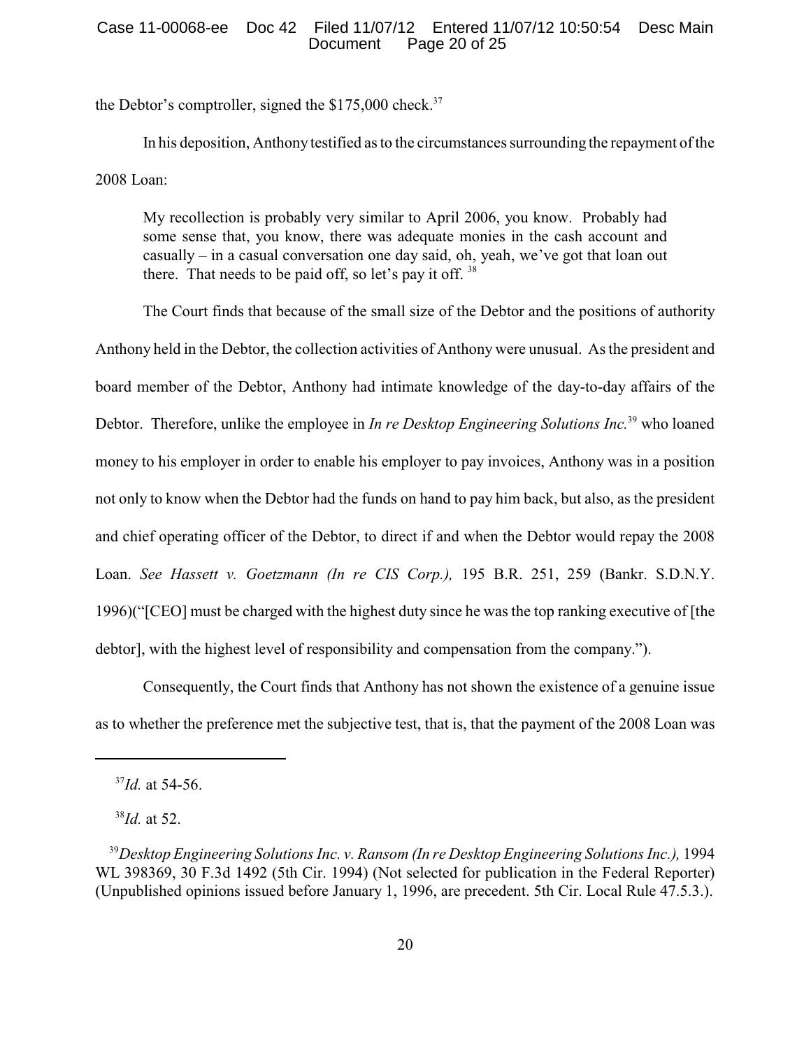the Debtor's comptroller, signed the $175,000 check.[37]

In his deposition, Anthony testified as to the circumstances surrounding the repayment of the 2008 Loan:

> My recollection is probably very similar to April 2006, you know. Probably had some sense that, you know, there was adequate monies in the cash account and casually – in a casual conversation one day said, oh, yeah, we've got that loan out there. That needs to be paid off, so let's pay it off. [38]

The Court finds that because of the small size of the Debtor and the positions of authority Anthony held in the Debtor, the collection activities of Anthony were unusual. As the president and board member of the Debtor, Anthony had intimate knowledge of the day-to-day affairs of the Debtor. Therefore, unlike the employee in *In re Desktop Engineering Solutions Inc.*[39] who loaned money to his employer in order to enable his employer to pay invoices, Anthony was in a position not only to know when the Debtor had the funds on hand to pay him back, but also, as the president and chief operating officer of the Debtor, to direct if and when the Debtor would repay the 2008 Loan. *See Hassett v. Goetzmann (In re CIS Corp.),* 195 B.R. 251, 259 (Bankr. S.D.N.Y. 1996)("[CEO] must be charged with the highest duty since he was the top ranking executive of [the debtor], with the highest level of responsibility and compensation from the company.").

Consequently, the Court finds that Anthony has not shown the existence of a genuine issue as to whether the preference met the subjective test, that is, that the payment of the 2008 Loan was

---

[37] *Id.* at 54-56.

[38] *Id.* at 52.

[39] *Desktop Engineering Solutions Inc. v. Ransom (In re Desktop Engineering Solutions Inc.),* 1994 WL 398369, 30 F.3d 1492 (5th Cir. 1994) (Not selected for publication in the Federal Reporter) (Unpublished opinions issued before January 1, 1996, are precedent. 5th Cir. Local Rule 47.5.3.).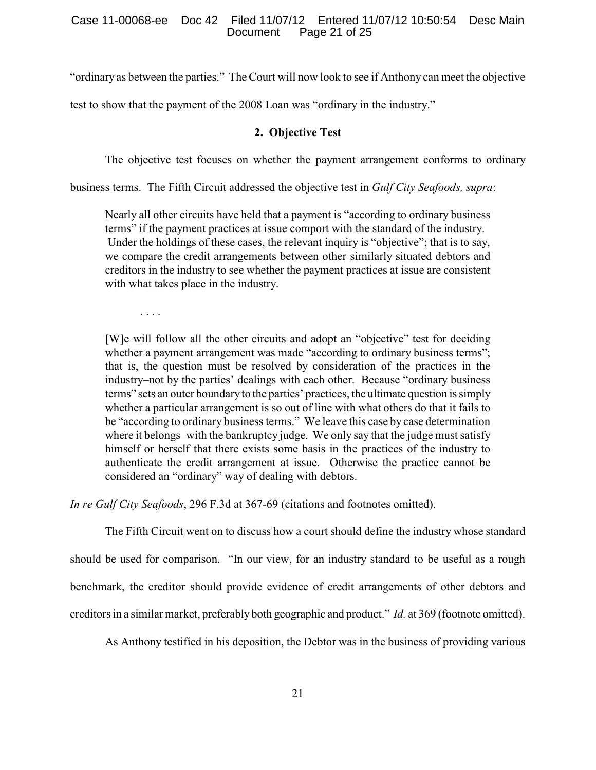"ordinary as between the parties." The Court will now look to see if Anthony can meet the objective test to show that the payment of the 2008 Loan was "ordinary in the industry."

### 2. Objective Test

The objective test focuses on whether the payment arrangement conforms to ordinary business terms. The Fifth Circuit addressed the objective test in *Gulf City Seafoods, supra*:

> Nearly all other circuits have held that a payment is "according to ordinary business terms" if the payment practices at issue comport with the standard of the industry. Under the holdings of these cases, the relevant inquiry is "objective"; that is to say, we compare the credit arrangements between other similarly situated debtors and creditors in the industry to see whether the payment practices at issue are consistent with what takes place in the industry.
>
> . . . .
>
> [W]e will follow all the other circuits and adopt an "objective" test for deciding whether a payment arrangement was made "according to ordinary business terms"; that is, the question must be resolved by consideration of the practices in the industry–not by the parties' dealings with each other. Because "ordinary business terms" sets an outer boundary to the parties' practices, the ultimate question is simply whether a particular arrangement is so out of line with what others do that it fails to be "according to ordinary business terms." We leave this case by case determination where it belongs–with the bankruptcy judge. We only say that the judge must satisfy himself or herself that there exists some basis in the practices of the industry to authenticate the credit arrangement at issue. Otherwise the practice cannot be considered an "ordinary" way of dealing with debtors.

*In re Gulf City Seafoods*, 296 F.3d at 367-69 (citations and footnotes omitted).

The Fifth Circuit went on to discuss how a court should define the industry whose standard should be used for comparison. "In our view, for an industry standard to be useful as a rough benchmark, the creditor should provide evidence of credit arrangements of other debtors and creditors in a similar market, preferably both geographic and product." *Id.* at 369 (footnote omitted).

As Anthony testified in his deposition, the Debtor was in the business of providing various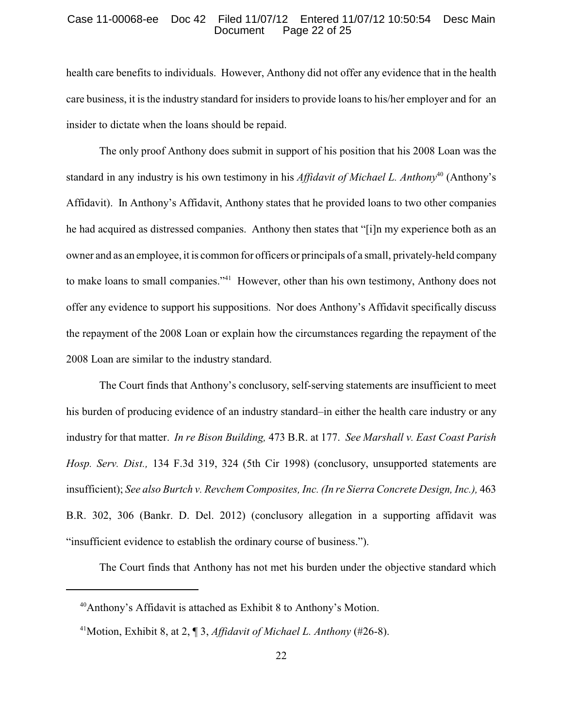health care benefits to individuals. However, Anthony did not offer any evidence that in the health care business, it is the industry standard for insiders to provide loans to his/her employer and for an insider to dictate when the loans should be repaid.

The only proof Anthony does submit in support of his position that his 2008 Loan was the standard in any industry is his own testimony in his *Affidavit of Michael L. Anthony*[40] (Anthony's Affidavit). In Anthony's Affidavit, Anthony states that he provided loans to two other companies he had acquired as distressed companies. Anthony then states that "[i]n my experience both as an owner and as an employee, it is common for officers or principals of a small, privately-held company to make loans to small companies."[41] However, other than his own testimony, Anthony does not offer any evidence to support his suppositions. Nor does Anthony's Affidavit specifically discuss the repayment of the 2008 Loan or explain how the circumstances regarding the repayment of the 2008 Loan are similar to the industry standard.

The Court finds that Anthony's conclusory, self-serving statements are insufficient to meet his burden of producing evidence of an industry standard–in either the health care industry or any industry for that matter. *In re Bison Building,* 473 B.R. at 177. *See Marshall v. East Coast Parish Hosp. Serv. Dist.,* 134 F.3d 319, 324 (5th Cir 1998) (conclusory, unsupported statements are insufficient); *See also Burtch v. Revchem Composites, Inc. (In re Sierra Concrete Design, Inc.),* 463 B.R. 302, 306 (Bankr. D. Del. 2012) (conclusory allegation in a supporting affidavit was "insufficient evidence to establish the ordinary course of business.").

The Court finds that Anthony has not met his burden under the objective standard which

---

[40]Anthony's Affidavit is attached as Exhibit 8 to Anthony's Motion.

[41]Motion, Exhibit 8, at 2, ¶ 3, *Affidavit of Michael L. Anthony* (#26-8).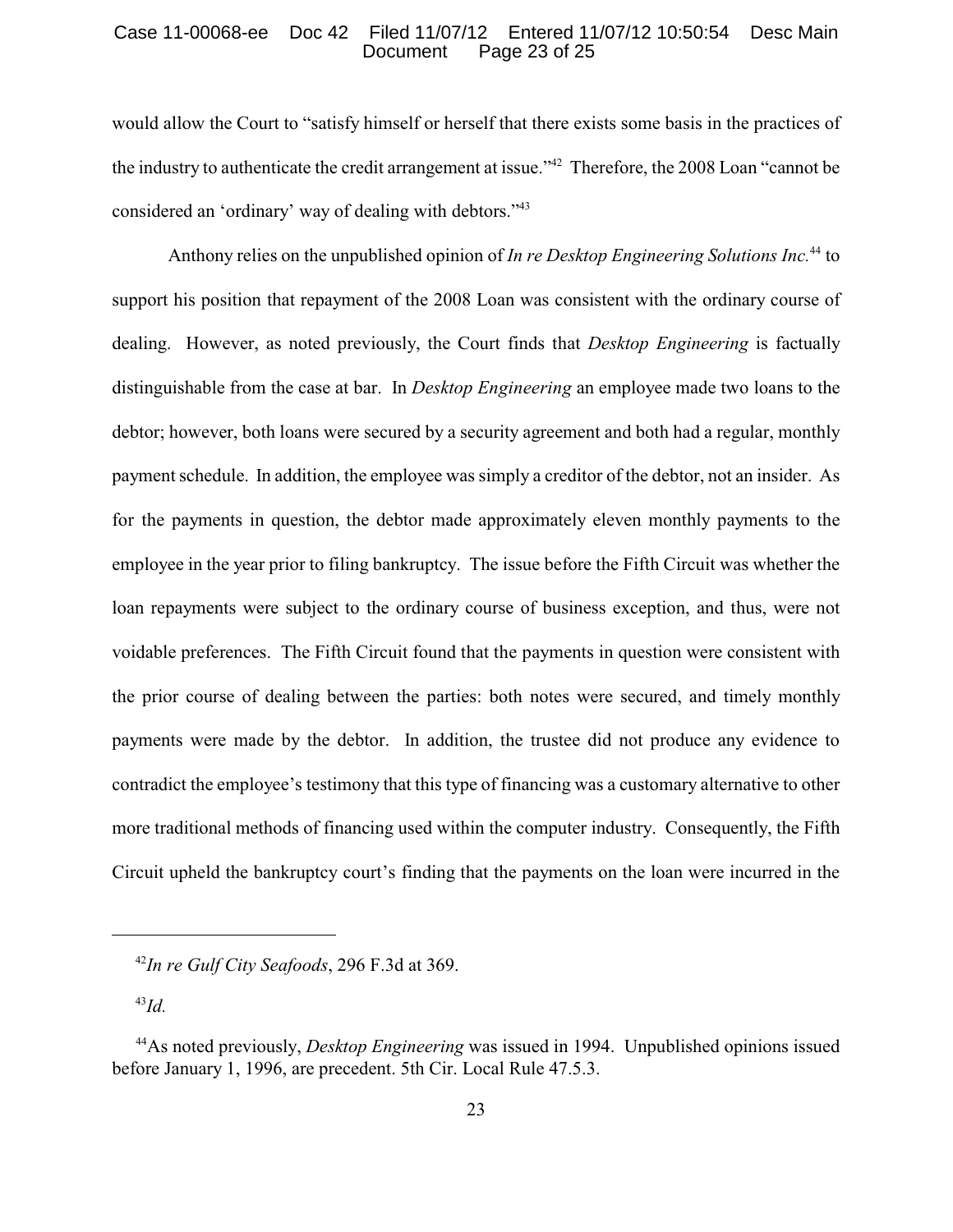would allow the Court to "satisfy himself or herself that there exists some basis in the practices of the industry to authenticate the credit arrangement at issue."[42] Therefore, the 2008 Loan "cannot be considered an 'ordinary' way of dealing with debtors."[43]

Anthony relies on the unpublished opinion of *In re Desktop Engineering Solutions Inc.*[44] to support his position that repayment of the 2008 Loan was consistent with the ordinary course of dealing. However, as noted previously, the Court finds that *Desktop Engineering* is factually distinguishable from the case at bar. In *Desktop Engineering* an employee made two loans to the debtor; however, both loans were secured by a security agreement and both had a regular, monthly payment schedule. In addition, the employee was simply a creditor of the debtor, not an insider. As for the payments in question, the debtor made approximately eleven monthly payments to the employee in the year prior to filing bankruptcy. The issue before the Fifth Circuit was whether the loan repayments were subject to the ordinary course of business exception, and thus, were not voidable preferences. The Fifth Circuit found that the payments in question were consistent with the prior course of dealing between the parties: both notes were secured, and timely monthly payments were made by the debtor. In addition, the trustee did not produce any evidence to contradict the employee's testimony that this type of financing was a customary alternative to other more traditional methods of financing used within the computer industry. Consequently, the Fifth Circuit upheld the bankruptcy court's finding that the payments on the loan were incurred in the

---

[42] *In re Gulf City Seafoods*, 296 F.3d at 369.

[43] *Id.*

[44] As noted previously, *Desktop Engineering* was issued in 1994. Unpublished opinions issued before January 1, 1996, are precedent. 5th Cir. Local Rule 47.5.3.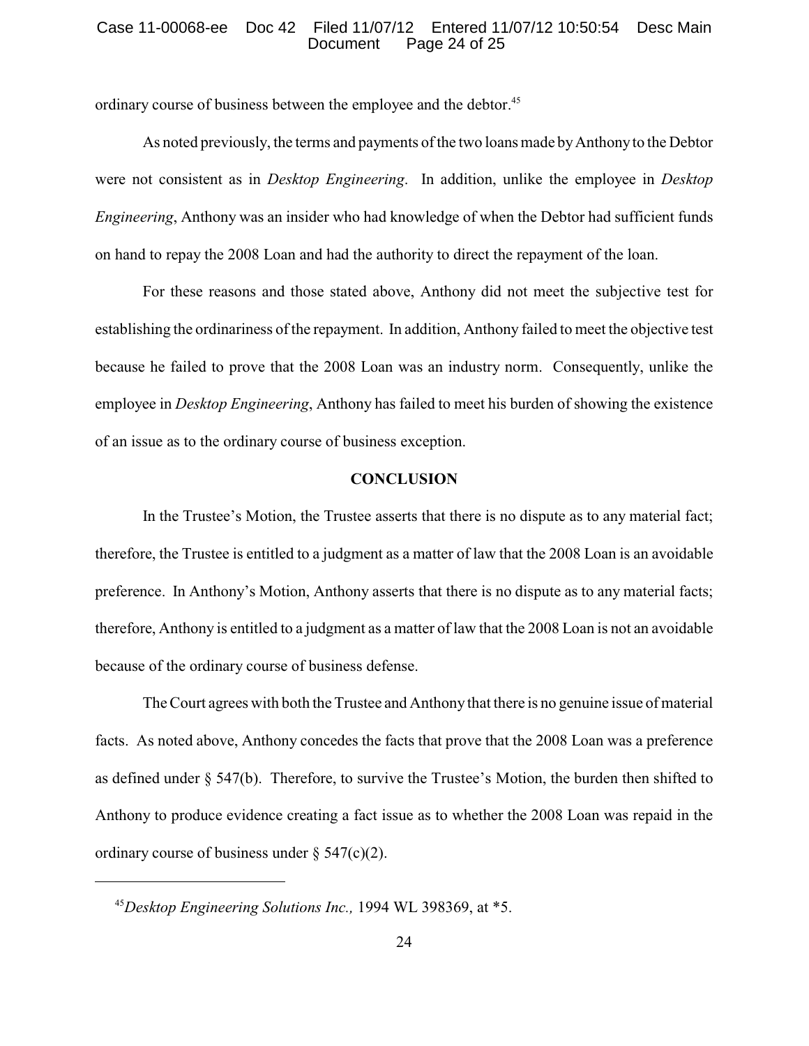ordinary course of business between the employee and the debtor.[45]

As noted previously, the terms and payments of the two loans made by Anthony to the Debtor were not consistent as in *Desktop Engineering*. In addition, unlike the employee in *Desktop Engineering*, Anthony was an insider who had knowledge of when the Debtor had sufficient funds on hand to repay the 2008 Loan and had the authority to direct the repayment of the loan.

For these reasons and those stated above, Anthony did not meet the subjective test for establishing the ordinariness of the repayment. In addition, Anthony failed to meet the objective test because he failed to prove that the 2008 Loan was an industry norm. Consequently, unlike the employee in *Desktop Engineering*, Anthony has failed to meet his burden of showing the existence of an issue as to the ordinary course of business exception.

**CONCLUSION**

In the Trustee's Motion, the Trustee asserts that there is no dispute as to any material fact; therefore, the Trustee is entitled to a judgment as a matter of law that the 2008 Loan is an avoidable preference. In Anthony's Motion, Anthony asserts that there is no dispute as to any material facts; therefore, Anthony is entitled to a judgment as a matter of law that the 2008 Loan is not an avoidable because of the ordinary course of business defense.

The Court agrees with both the Trustee and Anthony that there is no genuine issue of material facts. As noted above, Anthony concedes the facts that prove that the 2008 Loan was a preference as defined under § 547(b). Therefore, to survive the Trustee's Motion, the burden then shifted to Anthony to produce evidence creating a fact issue as to whether the 2008 Loan was repaid in the ordinary course of business under § 547(c)(2).

---

[45] *Desktop Engineering Solutions Inc.,* 1994 WL 398369, at *5.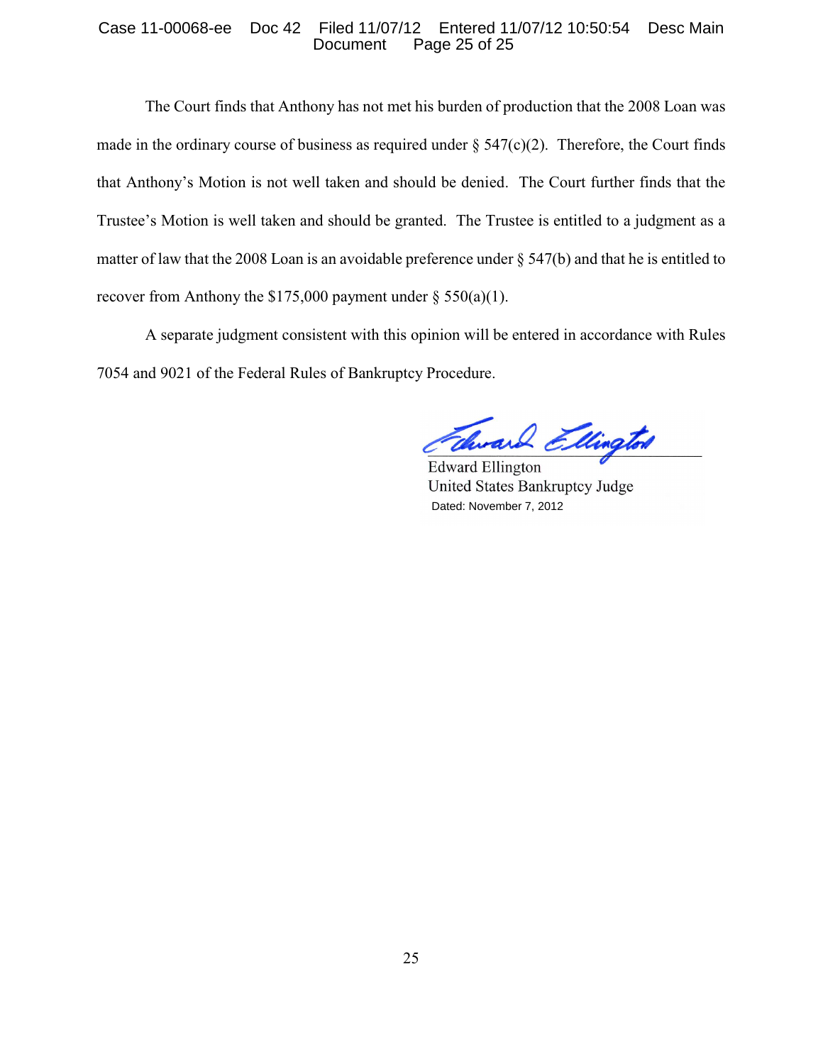The Court finds that Anthony has not met his burden of production that the 2008 Loan was made in the ordinary course of business as required under § 547(c)(2). Therefore, the Court finds that Anthony's Motion is not well taken and should be denied. The Court further finds that the Trustee's Motion is well taken and should be granted. The Trustee is entitled to a judgment as a matter of law that the 2008 Loan is an avoidable preference under § 547(b) and that he is entitled to recover from Anthony the $175,000 payment under § 550(a)(1).

A separate judgment consistent with this opinion will be entered in accordance with Rules 7054 and 9021 of the Federal Rules of Bankruptcy Procedure.

Edward Ellington
United States Bankruptcy Judge
Dated: November 7, 2012